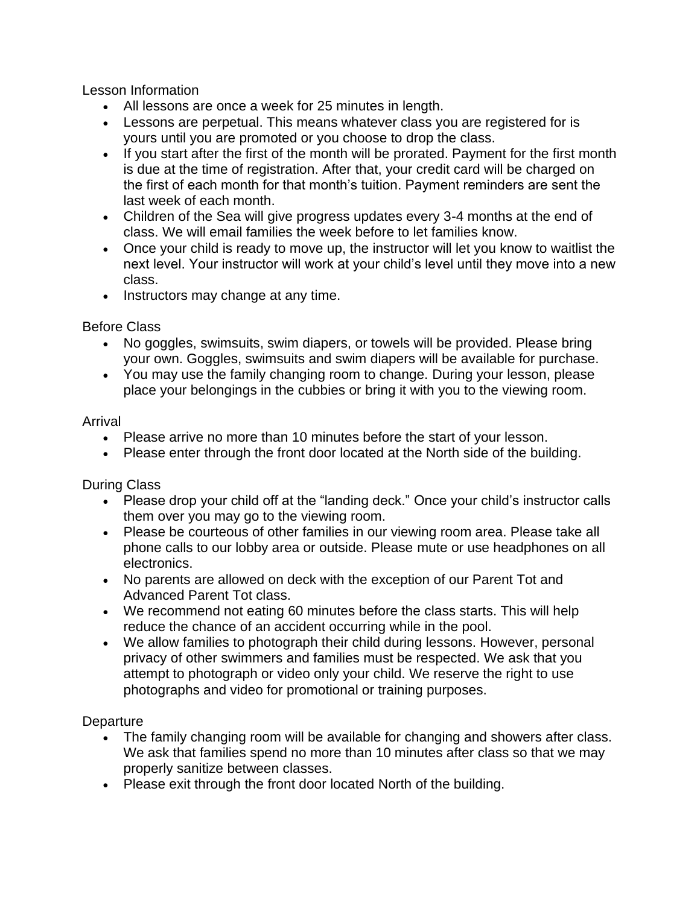## Lesson Information

- All lessons are once a week for 25 minutes in length.
- Lessons are perpetual. This means whatever class you are registered for is yours until you are promoted or you choose to drop the class.
- If you start after the first of the month will be prorated. Payment for the first month is due at the time of registration. After that, your credit card will be charged on the first of each month for that month's tuition. Payment reminders are sent the last week of each month.
- Children of the Sea will give progress updates every 3-4 months at the end of class. We will email families the week before to let families know.
- Once your child is ready to move up, the instructor will let you know to waitlist the next level. Your instructor will work at your child's level until they move into a new class.
- Instructors may change at any time.

## Before Class

- No goggles, swimsuits, swim diapers, or towels will be provided. Please bring your own. Goggles, swimsuits and swim diapers will be available for purchase.
- You may use the family changing room to change. During your lesson, please place your belongings in the cubbies or bring it with you to the viewing room.

## Arrival

- Please arrive no more than 10 minutes before the start of your lesson.
- Please enter through the front door located at the North side of the building.

## During Class

- Please drop your child off at the "landing deck." Once your child's instructor calls them over you may go to the viewing room.
- Please be courteous of other families in our viewing room area. Please take all phone calls to our lobby area or outside. Please mute or use headphones on all electronics.
- No parents are allowed on deck with the exception of our Parent Tot and Advanced Parent Tot class.
- We recommend not eating 60 minutes before the class starts. This will help reduce the chance of an accident occurring while in the pool.
- We allow families to photograph their child during lessons. However, personal privacy of other swimmers and families must be respected. We ask that you attempt to photograph or video only your child. We reserve the right to use photographs and video for promotional or training purposes.

## Departure

- The family changing room will be available for changing and showers after class. We ask that families spend no more than 10 minutes after class so that we may properly sanitize between classes.
- Please exit through the front door located North of the building.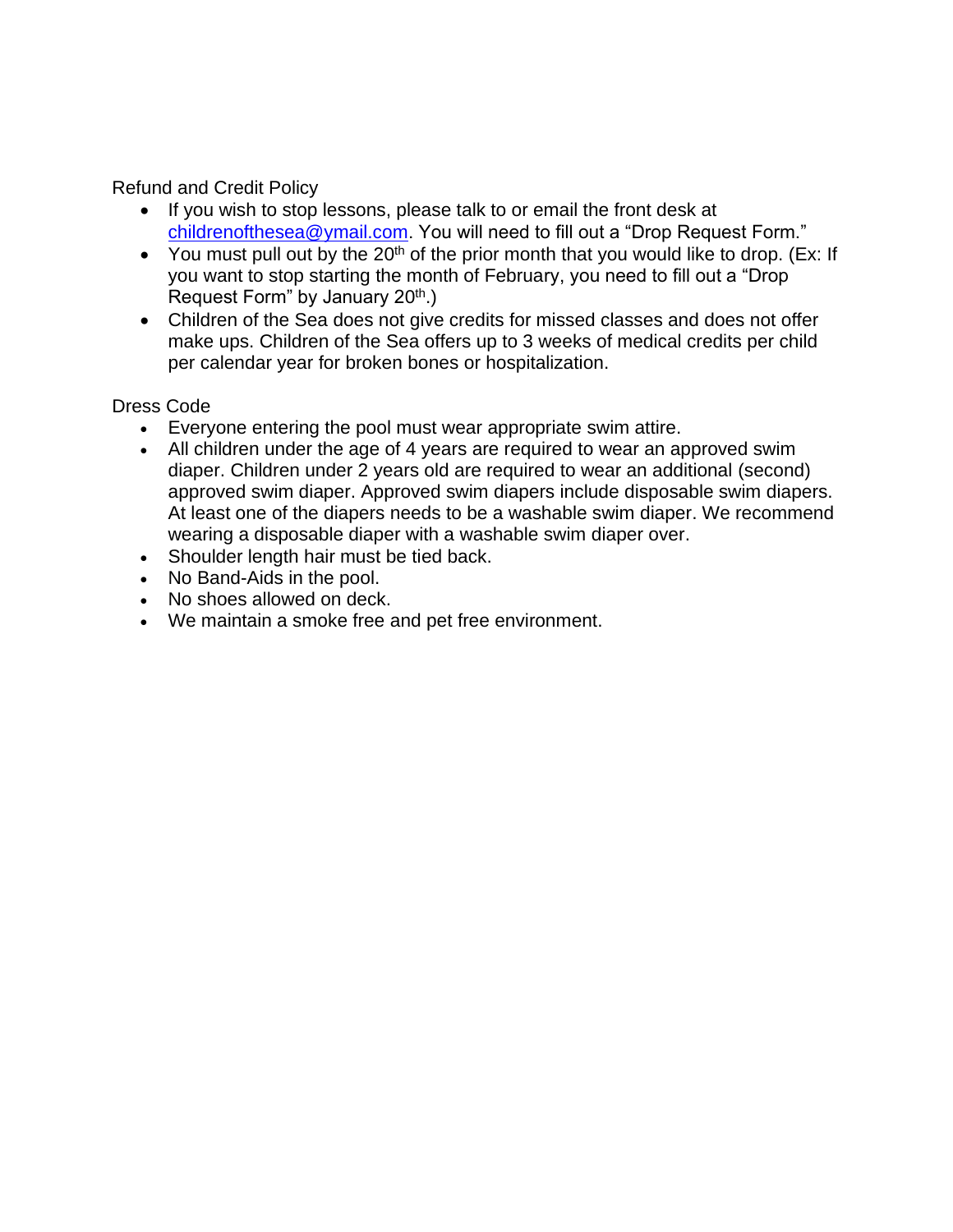## Refund and Credit Policy

- If you wish to stop lessons, please talk to or email the front desk at [childrenofthesea@ymail.com](mailto:childrenofthesea@ymail.com). You will need to fill out a "Drop Request Form."
- You must pull out by the 20th of the prior month that you would like to drop. (Ex: If you want to stop starting the month of February, you need to fill out a "Drop Request Form" by January 20th.)
- Children of the Sea does not give credits for missed classes and does not offer make ups. Children of the Sea offers up to 3 weeks of medical credits per child per calendar year for broken bones or hospitalization.

## Dress Code

- Everyone entering the pool must wear appropriate swim attire.
- All children under the age of 4 years are required to wear an approved swim diaper. Children under 2 years old are required to wear an additional (second) approved swim diaper. Approved swim diapers include disposable swim diapers. At least one of the diapers needs to be a washable swim diaper. We recommend wearing a disposable diaper with a washable swim diaper over.
- Shoulder length hair must be tied back.
- No Band-Aids in the pool.
- No shoes allowed on deck.
- We maintain a smoke free and pet free environment.